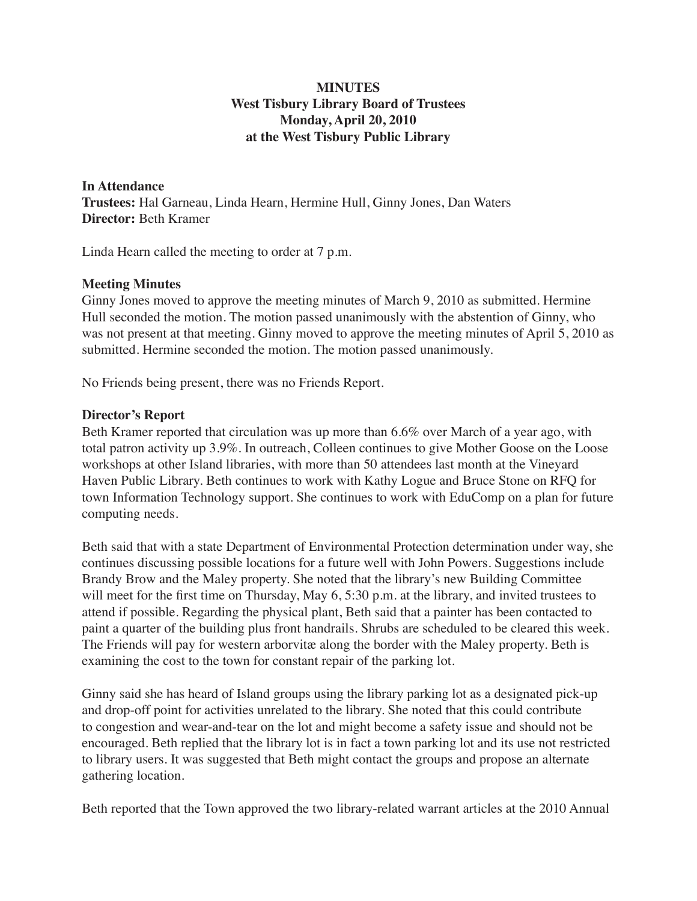**MINUTES**
**West Tisbury Library Board of Trustees**
**Monday, April 20, 2010**
**at the West Tisbury Public Library**

**In Attendance**
**Trustees:** Hal Garneau, Linda Hearn, Hermine Hull, Ginny Jones, Dan Waters
**Director:** Beth Kramer

Linda Hearn called the meeting to order at 7 p.m.

**Meeting Minutes**
Ginny Jones moved to approve the meeting minutes of March 9, 2010 as submitted. Hermine Hull seconded the motion. The motion passed unanimously with the abstention of Ginny, who was not present at that meeting. Ginny moved to approve the meeting minutes of April 5, 2010 as submitted. Hermine seconded the motion. The motion passed unanimously.

No Friends being present, there was no Friends Report.

**Director's Report**
Beth Kramer reported that circulation was up more than 6.6% over March of a year ago, with total patron activity up 3.9%. In outreach, Colleen continues to give Mother Goose on the Loose workshops at other Island libraries, with more than 50 attendees last month at the Vineyard Haven Public Library. Beth continues to work with Kathy Logue and Bruce Stone on RFQ for town Information Technology support. She continues to work with EduComp on a plan for future computing needs.

Beth said that with a state Department of Environmental Protection determination under way, she continues discussing possible locations for a future well with John Powers. Suggestions include Brandy Brow and the Maley property. She noted that the library's new Building Committee will meet for the first time on Thursday, May 6, 5:30 p.m. at the library, and invited trustees to attend if possible. Regarding the physical plant, Beth said that a painter has been contacted to paint a quarter of the building plus front handrails. Shrubs are scheduled to be cleared this week. The Friends will pay for western arborvitæ along the border with the Maley property. Beth is examining the cost to the town for constant repair of the parking lot.

Ginny said she has heard of Island groups using the library parking lot as a designated pick-up and drop-off point for activities unrelated to the library. She noted that this could contribute to congestion and wear-and-tear on the lot and might become a safety issue and should not be encouraged. Beth replied that the library lot is in fact a town parking lot and its use not restricted to library users. It was suggested that Beth might contact the groups and propose an alternate gathering location.

Beth reported that the Town approved the two library-related warrant articles at the 2010 Annual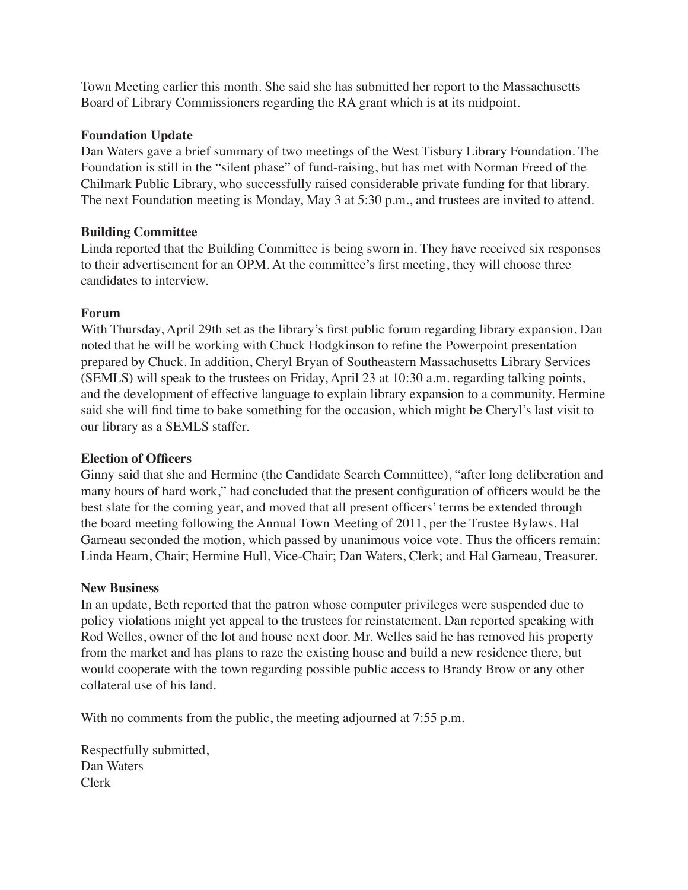Town Meeting earlier this month. She said she has submitted her report to the Massachusetts Board of Library Commissioners regarding the RA grant which is at its midpoint.

**Foundation Update**

Dan Waters gave a brief summary of two meetings of the West Tisbury Library Foundation. The Foundation is still in the "silent phase" of fund-raising, but has met with Norman Freed of the Chilmark Public Library, who successfully raised considerable private funding for that library. The next Foundation meeting is Monday, May 3 at 5:30 p.m., and trustees are invited to attend.

**Building Committee**

Linda reported that the Building Committee is being sworn in. They have received six responses to their advertisement for an OPM. At the committee's first meeting, they will choose three candidates to interview.

**Forum**

With Thursday, April 29th set as the library's first public forum regarding library expansion, Dan noted that he will be working with Chuck Hodgkinson to refine the Powerpoint presentation prepared by Chuck. In addition, Cheryl Bryan of Southeastern Massachusetts Library Services (SEMLS) will speak to the trustees on Friday, April 23 at 10:30 a.m. regarding talking points, and the development of effective language to explain library expansion to a community. Hermine said she will find time to bake something for the occasion, which might be Cheryl's last visit to our library as a SEMLS staffer.

**Election of Officers**

Ginny said that she and Hermine (the Candidate Search Committee), "after long deliberation and many hours of hard work," had concluded that the present configuration of officers would be the best slate for the coming year, and moved that all present officers' terms be extended through the board meeting following the Annual Town Meeting of 2011, per the Trustee Bylaws. Hal Garneau seconded the motion, which passed by unanimous voice vote. Thus the officers remain: Linda Hearn, Chair; Hermine Hull, Vice-Chair; Dan Waters, Clerk; and Hal Garneau, Treasurer.

**New Business**

In an update, Beth reported that the patron whose computer privileges were suspended due to policy violations might yet appeal to the trustees for reinstatement. Dan reported speaking with Rod Welles, owner of the lot and house next door. Mr. Welles said he has removed his property from the market and has plans to raze the existing house and build a new residence there, but would cooperate with the town regarding possible public access to Brandy Brow or any other collateral use of his land.

With no comments from the public, the meeting adjourned at 7:55 p.m.

Respectfully submitted,  
Dan Waters  
Clerk